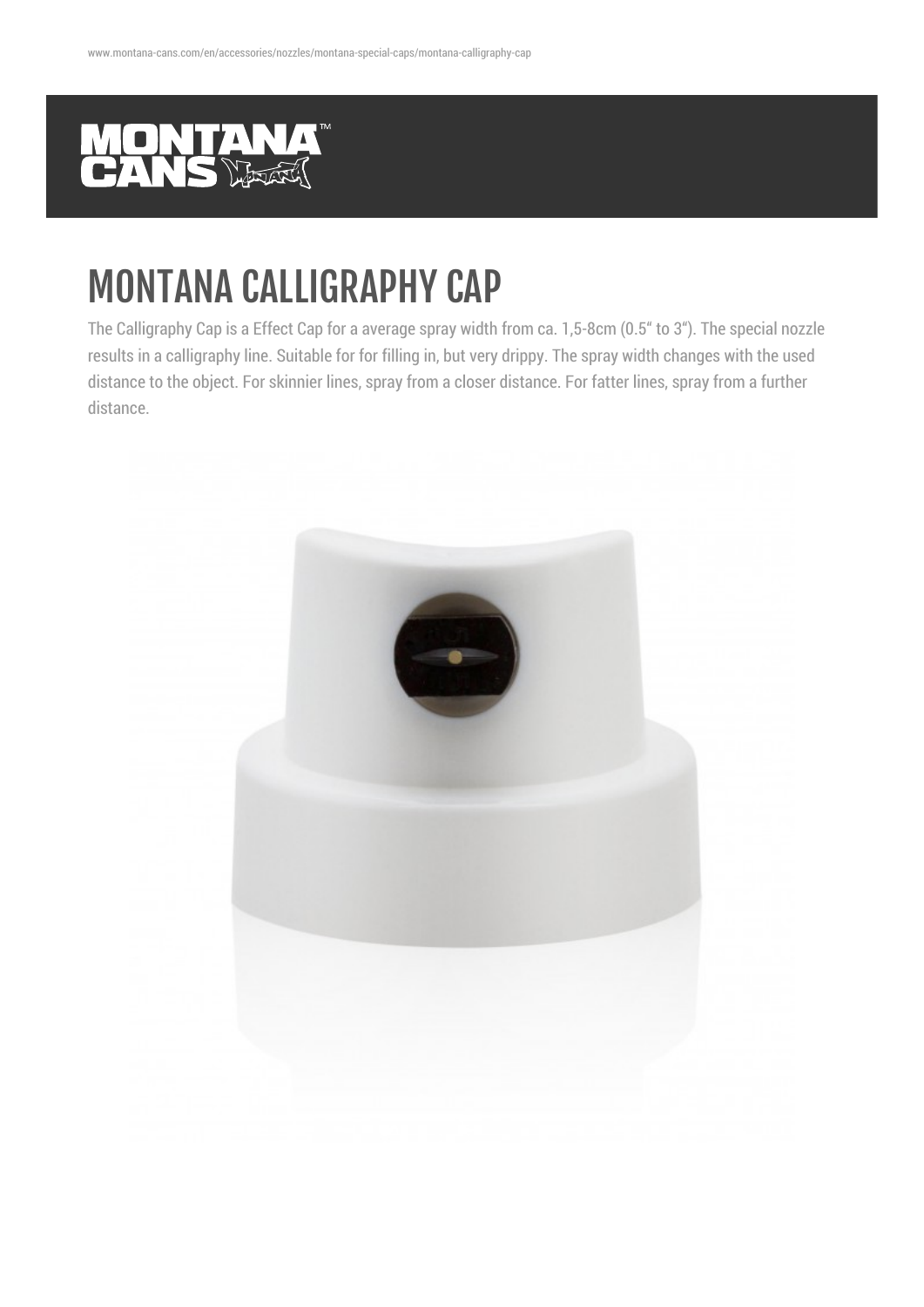# MONTANA CALLIGRAPHY CAP

The Calligraphy Cap is a Effect Cap for a average spray width from ca. 1,5-8cm (0.5“ to 3“). The special nozzle results in a calligraphy line. Suitable for for filling in, but very drippy. The spray width changes with the used distance to the object. For skinnier lines, spray from a closer distance. For fatter lines, spray from a further distance.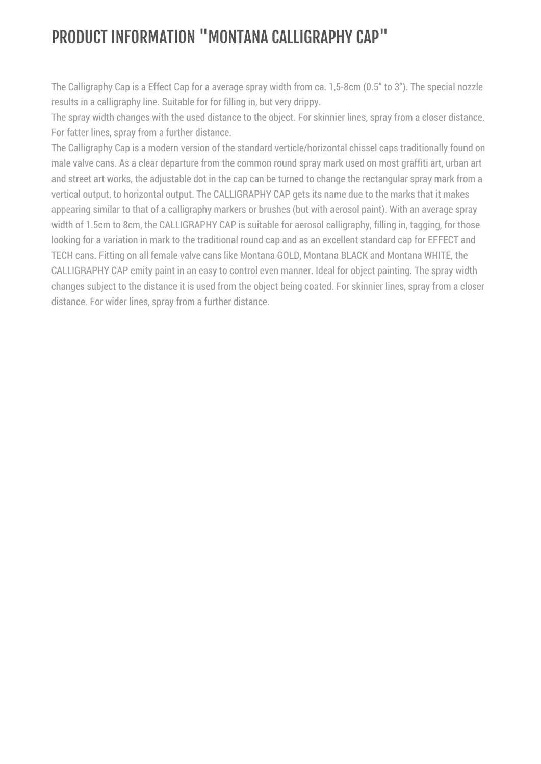# PRODUCT INFORMATION "MONTANA CALLIGRAPHY CAP"

The Calligraphy Cap is a Effect Cap for a average spray width from ca. 1,5-8cm (0.5" to 3"). The special nozzle results in a calligraphy line. Suitable for for filling in, but very drippy.

The spray width changes with the used distance to the object. For skinnier lines, spray from a closer distance. For fatter lines, spray from a further distance.

The Calligraphy Cap is a modern version of the standard verticle/horizontal chissel caps traditionally found on male valve cans. As a clear departure from the common round spray mark used on most graffiti art, urban art and street art works, the adjustable dot in the cap can be turned to change the rectangular spray mark from a vertical output, to horizontal output. The CALLIGRAPHY CAP gets its name due to the marks that it makes appearing similar to that of a calligraphy markers or brushes (but with aerosol paint). With an average spray width of 1.5cm to 8cm, the CALLIGRAPHY CAP is suitable for aerosol calligraphy, filling in, tagging, for those looking for a variation in mark to the traditional round cap and as an excellent standard cap for EFFECT and TECH cans. Fitting on all female valve cans like Montana GOLD, Montana BLACK and Montana WHITE, the CALLIGRAPHY CAP emity paint in an easy to control even manner. Ideal for object painting. The spray width changes subject to the distance it is used from the object being coated. For skinnier lines, spray from a closer distance. For wider lines, spray from a further distance.